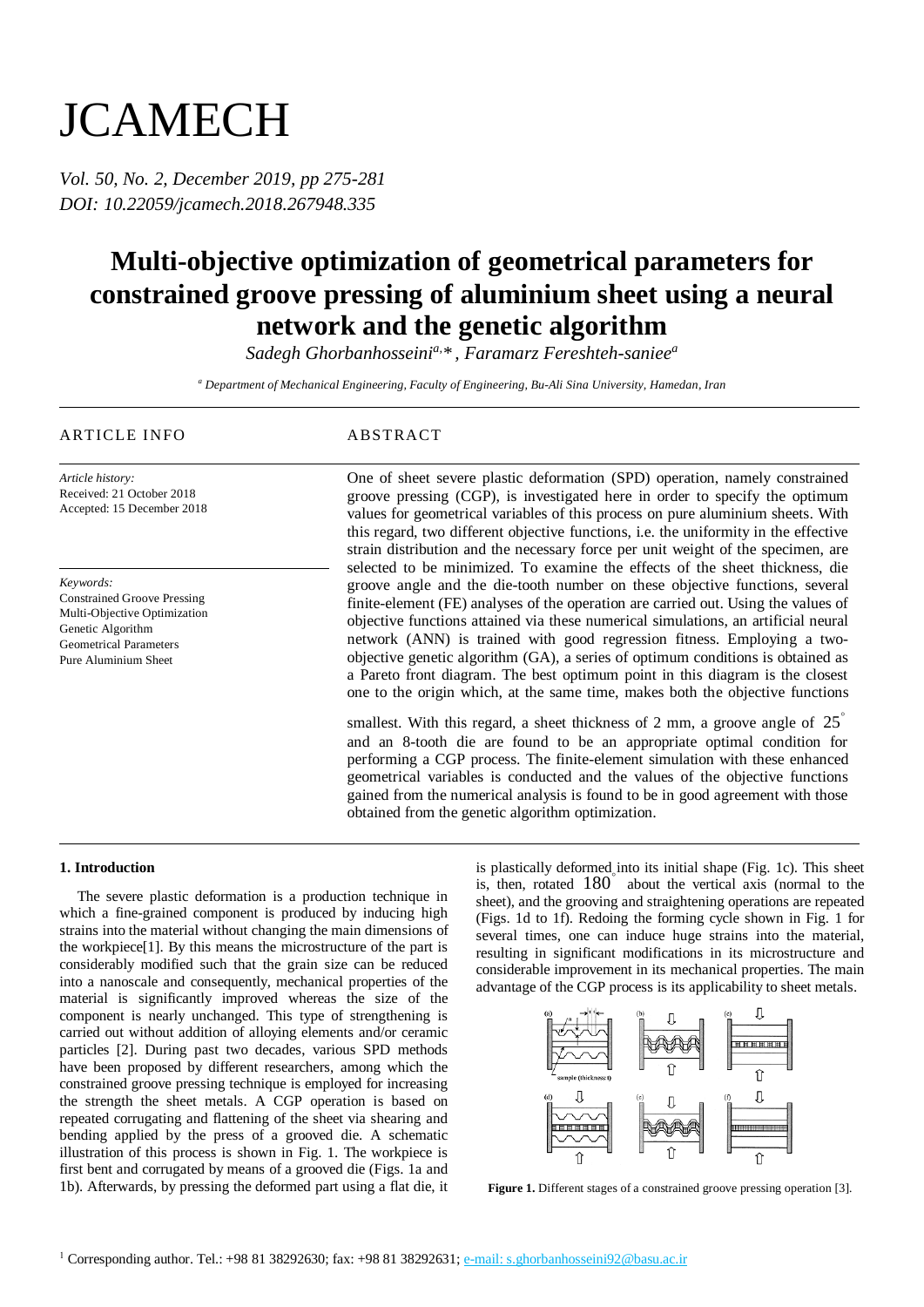# JCAMECH

*Vol. 50, No. 2, December 2019, pp 275-281*
*DOI: 10.22059/jcamech.2018.267948.335*

# Multi-objective optimization of geometrical parameters for constrained groove pressing of aluminium sheet using a neural network and the genetic algorithm

*Sadegh Ghorbanhosseini[a,*], Faramarz Fereshteh-saniee[a]*

[a] *Department of Mechanical Engineering, Faculty of Engineering, Bu-Ali Sina University, Hamedan, Iran*

---

## ARTICLE INFO

*Article history:*
Received: 21 October 2018
Accepted: 15 December 2018

*Keywords:*
Constrained Groove Pressing
Multi-Objective Optimization
Genetic Algorithm
Geometrical Parameters
Pure Aluminium Sheet

## ABSTRACT

One of sheet severe plastic deformation (SPD) operation, namely constrained groove pressing (CGP), is investigated here in order to specify the optimum values for geometrical variables of this process on pure aluminium sheets. With this regard, two different objective functions, i.e. the uniformity in the effective strain distribution and the necessary force per unit weight of the specimen, are selected to be minimized. To examine the effects of the sheet thickness, die groove angle and the die-tooth number on these objective functions, several finite-element (FE) analyses of the operation are carried out. Using the values of objective functions attained via these numerical simulations, an artificial neural network (ANN) is trained with good regression fitness. Employing a two-objective genetic algorithm (GA), a series of optimum conditions is obtained as a Pareto front diagram. The best optimum point in this diagram is the closest one to the origin which, at the same time, makes both the objective functions smallest. With this regard, a sheet thickness of 2 mm, a groove angle of $25^{\circ}$ and an 8-tooth die are found to be an appropriate optimal condition for performing a CGP process. The finite-element simulation with these enhanced geometrical variables is conducted and the values of the objective functions gained from the numerical analysis is found to be in good agreement with those obtained from the genetic algorithm optimization.

---

### 1. Introduction

The severe plastic deformation is a production technique in which a fine-grained component is produced by inducing high strains into the material without changing the main dimensions of the workpiece[1]. By this means the microstructure of the part is considerably modified such that the grain size can be reduced into a nanoscale and consequently, mechanical properties of the material is significantly improved whereas the size of the component is nearly unchanged. This type of strengthening is carried out without addition of alloying elements and/or ceramic particles [2]. During past two decades, various SPD methods have been proposed by different researchers, among which the constrained groove pressing technique is employed for increasing the strength the sheet metals. A CGP operation is based on repeated corrugating and flattening of the sheet via shearing and bending applied by the press of a grooved die. A schematic illustration of this process is shown in Fig. 1. The workpiece is first bent and corrugated by means of a grooved die (Figs. 1a and 1b). Afterwards, by pressing the deformed part using a flat die, it is plastically deformed into its initial shape (Fig. 1c). This sheet is, then, rotated $180^{\circ}$ about the vertical axis (normal to the sheet), and the grooving and straightening operations are repeated (Figs. 1d to 1f). Redoing the forming cycle shown in Fig. 1 for several times, one can induce huge strains into the material, resulting in significant modifications in its microstructure and considerable improvement in its mechanical properties. The main advantage of the CGP process is its applicability to sheet metals.

**Figure 1.** Different stages of a constrained groove pressing operation [3].

---

[1] Corresponding author. Tel.: +98 81 38292630; fax: +98 81 38292631; e-mail: s.ghorbanhosseini92@basu.ac.ir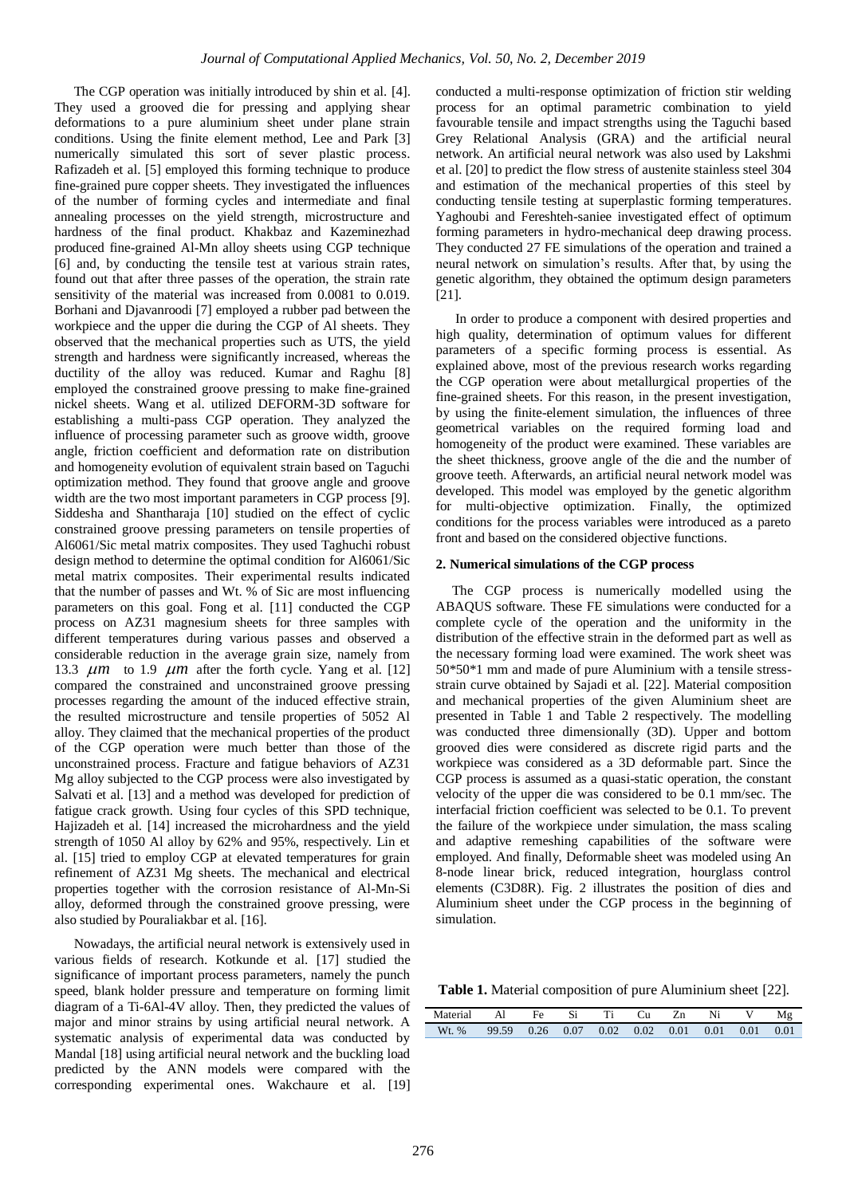The CGP operation was initially introduced by shin et al. [4]. They used a grooved die for pressing and applying shear deformations to a pure aluminium sheet under plane strain conditions. Using the finite element method, Lee and Park [3] numerically simulated this sort of sever plastic process. Rafizadeh et al. [5] employed this forming technique to produce fine-grained pure copper sheets. They investigated the influences of the number of forming cycles and intermediate and final annealing processes on the yield strength, microstructure and hardness of the final product. Khakbaz and Kazeminezhad produced fine-grained Al-Mn alloy sheets using CGP technique [6] and, by conducting the tensile test at various strain rates, found out that after three passes of the operation, the strain rate sensitivity of the material was increased from 0.0081 to 0.019. Borhani and Djavanroodi [7] employed a rubber pad between the workpiece and the upper die during the CGP of Al sheets. They observed that the mechanical properties such as UTS, the yield strength and hardness were significantly increased, whereas the ductility of the alloy was reduced. Kumar and Raghu [8] employed the constrained groove pressing to make fine-grained nickel sheets. Wang et al. utilized DEFORM-3D software for establishing a multi-pass CGP operation. They analyzed the influence of processing parameter such as groove width, groove angle, friction coefficient and deformation rate on distribution and homogeneity evolution of equivalent strain based on Taguchi optimization method. They found that groove angle and groove width are the two most important parameters in CGP process [9]. Siddesha and Shantharaja [10] studied on the effect of cyclic constrained groove pressing parameters on tensile properties of Al6061/Sic metal matrix composites. They used Taghuchi robust design method to determine the optimal condition for Al6061/Sic metal matrix composites. Their experimental results indicated that the number of passes and Wt. % of Sic are most influencing parameters on this goal. Fong et al. [11] conducted the CGP process on AZ31 magnesium sheets for three samples with different temperatures during various passes and observed a considerable reduction in the average grain size, namely from 13.3 $\mu m$ to 1.9 $\mu m$ after the forth cycle. Yang et al. [12] compared the constrained and unconstrained groove pressing processes regarding the amount of the induced effective strain, the resulted microstructure and tensile properties of 5052 Al alloy. They claimed that the mechanical properties of the product of the CGP operation were much better than those of the unconstrained process. Fracture and fatigue behaviors of AZ31 Mg alloy subjected to the CGP process were also investigated by Salvati et al. [13] and a method was developed for prediction of fatigue crack growth. Using four cycles of this SPD technique, Hajizadeh et al. [14] increased the microhardness and the yield strength of 1050 Al alloy by 62% and 95%, respectively. Lin et al. [15] tried to employ CGP at elevated temperatures for grain refinement of AZ31 Mg sheets. The mechanical and electrical properties together with the corrosion resistance of Al-Mn-Si alloy, deformed through the constrained groove pressing, were also studied by Pouraliakbar et al. [16].

Nowadays, the artificial neural network is extensively used in various fields of research. Kotkunde et al. [17] studied the significance of important process parameters, namely the punch speed, blank holder pressure and temperature on forming limit diagram of a Ti-6Al-4V alloy. Then, they predicted the values of major and minor strains by using artificial neural network. A systematic analysis of experimental data was conducted by Mandal [18] using artificial neural network and the buckling load predicted by the ANN models were compared with the corresponding experimental ones. Wakchaure et al. [19] conducted a multi-response optimization of friction stir welding process for an optimal parametric combination to yield favourable tensile and impact strengths using the Taguchi based Grey Relational Analysis (GRA) and the artificial neural network. An artificial neural network was also used by Lakshmi et al. [20] to predict the flow stress of austenite stainless steel 304 and estimation of the mechanical properties of this steel by conducting tensile testing at superplastic forming temperatures. Yaghoubi and Fereshteh-saniee investigated effect of optimum forming parameters in hydro-mechanical deep drawing process. They conducted 27 FE simulations of the operation and trained a neural network on simulation's results. After that, by using the genetic algorithm, they obtained the optimum design parameters [21].

In order to produce a component with desired properties and high quality, determination of optimum values for different parameters of a specific forming process is essential. As explained above, most of the previous research works regarding the CGP operation were about metallurgical properties of the fine-grained sheets. For this reason, in the present investigation, by using the finite-element simulation, the influences of three geometrical variables on the required forming load and homogeneity of the product were examined. These variables are the sheet thickness, groove angle of the die and the number of groove teeth. Afterwards, an artificial neural network model was developed. This model was employed by the genetic algorithm for multi-objective optimization. Finally, the optimized conditions for the process variables were introduced as a pareto front and based on the considered objective functions.

## 2. Numerical simulations of the CGP process

The CGP process is numerically modelled using the ABAQUS software. These FE simulations were conducted for a complete cycle of the operation and the uniformity in the distribution of the effective strain in the deformed part as well as the necessary forming load were examined. The work sheet was 50*50*1 mm and made of pure Aluminium with a tensile stress-strain curve obtained by Sajadi et al. [22]. Material composition and mechanical properties of the given Aluminium sheet are presented in Table 1 and Table 2 respectively. The modelling was conducted three dimensionally (3D). Upper and bottom grooved dies were considered as discrete rigid parts and the workpiece was considered as a 3D deformable part. Since the CGP process is assumed as a quasi-static operation, the constant velocity of the upper die was considered to be 0.1 mm/sec. The interfacial friction coefficient was selected to be 0.1. To prevent the failure of the workpiece under simulation, the mass scaling and adaptive remeshing capabilities of the software were employed. And finally, Deformable sheet was modeled using An 8-node linear brick, reduced integration, hourglass control elements (C3D8R). Fig. 2 illustrates the position of dies and Aluminium sheet under the CGP process in the beginning of simulation.

**Table 1.** Material composition of pure Aluminium sheet [22].

| Material | Al | Fe | Si | Ti | Cu | Zn | Ni | V | Mg |
|---|---|---|---|---|---|---|---|---|---|
| Wt. % | 99.59 | 0.26 | 0.07 | 0.02 | 0.02 | 0.01 | 0.01 | 0.01 | 0.01 |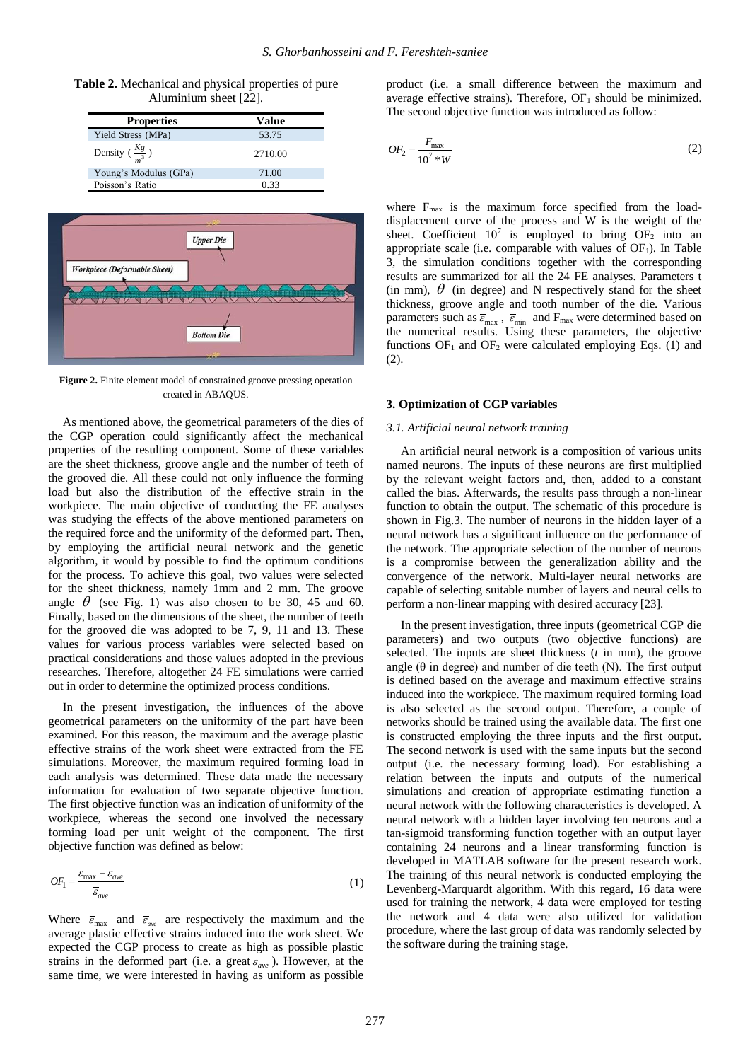**Table 2.** Mechanical and physical properties of pure Aluminium sheet [22].

| Properties | Value |
|---|---|
| Yield Stress (MPa) | 53.75 |
| Density ($\frac{Kg}{m^3}$) | 2710.00 |
| Young's Modulus (GPa) | 71.00 |
| Poisson's Ratio | 0.33 |

**Figure 2.** Finite element model of constrained groove pressing operation created in ABAQUS.

As mentioned above, the geometrical parameters of the dies of the CGP operation could significantly affect the mechanical properties of the resulting component. Some of these variables are the sheet thickness, groove angle and the number of teeth of the grooved die. All these could not only influence the forming load but also the distribution of the effective strain in the workpiece. The main objective of conducting the FE analyses was studying the effects of the above mentioned parameters on the required force and the uniformity of the deformed part. Then, by employing the artificial neural network and the genetic algorithm, it would by possible to find the optimum conditions for the process. To achieve this goal, two values were selected for the sheet thickness, namely 1mm and 2 mm. The groove angle $\theta$ (see Fig. 1) was also chosen to be 30, 45 and 60. Finally, based on the dimensions of the sheet, the number of teeth for the grooved die was adopted to be 7, 9, 11 and 13. These values for various process variables were selected based on practical considerations and those values adopted in the previous researches. Therefore, altogether 24 FE simulations were carried out in order to determine the optimized process conditions.

In the present investigation, the influences of the above geometrical parameters on the uniformity of the part have been examined. For this reason, the maximum and the average plastic effective strains of the work sheet were extracted from the FE simulations. Moreover, the maximum required forming load in each analysis was determined. These data made the necessary information for evaluation of two separate objective function. The first objective function was an indication of uniformity of the workpiece, whereas the second one involved the necessary forming load per unit weight of the component. The first objective function was defined as below:

$$OF_1 = \frac{\bar{\varepsilon}_{\max} - \bar{\varepsilon}_{ave}}{\bar{\varepsilon}_{ave}} \tag{1}$$

Where $\bar{\varepsilon}_{\max}$ and $\bar{\varepsilon}_{ave}$ are respectively the maximum and the average plastic effective strains induced into the work sheet. We expected the CGP process to create as high as possible plastic strains in the deformed part (i.e. a great $\bar{\varepsilon}_{ave}$). However, at the same time, we were interested in having as uniform as possible product (i.e. a small difference between the maximum and average effective strains). Therefore, $OF_1$ should be minimized. The second objective function was introduced as follow:

$$OF_2 = \frac{F_{\max}}{10^7 * W} \tag{2}$$

where $F_{\max}$ is the maximum force specified from the load-displacement curve of the process and W is the weight of the sheet. Coefficient $10^7$ is employed to bring $OF_2$ into an appropriate scale (i.e. comparable with values of $OF_1$). In Table 3, the simulation conditions together with the corresponding results are summarized for all the 24 FE analyses. Parameters t (in mm), $\theta$ (in degree) and N respectively stand for the sheet thickness, groove angle and tooth number of the die. Various parameters such as $\bar{\varepsilon}_{\max}$, $\bar{\varepsilon}_{\min}$ and $F_{\max}$ were determined based on the numerical results. Using these parameters, the objective functions $OF_1$ and $OF_2$ were calculated employing Eqs. (1) and (2).

## 3. Optimization of CGP variables

### *3.1. Artificial neural network training*

An artificial neural network is a composition of various units named neurons. The inputs of these neurons are first multiplied by the relevant weight factors and, then, added to a constant called the bias. Afterwards, the results pass through a non-linear function to obtain the output. The schematic of this procedure is shown in Fig.3. The number of neurons in the hidden layer of a neural network has a significant influence on the performance of the network. The appropriate selection of the number of neurons is a compromise between the generalization ability and the convergence of the network. Multi-layer neural networks are capable of selecting suitable number of layers and neural cells to perform a non-linear mapping with desired accuracy [23].

In the present investigation, three inputs (geometrical CGP die parameters) and two outputs (two objective functions) are selected. The inputs are sheet thickness (*t* in mm), the groove angle (θ in degree) and number of die teeth (N). The first output is defined based on the average and maximum effective strains induced into the workpiece. The maximum required forming load is also selected as the second output. Therefore, a couple of networks should be trained using the available data. The first one is constructed employing the three inputs and the first output. The second network is used with the same inputs but the second output (i.e. the necessary forming load). For establishing a relation between the inputs and outputs of the numerical simulations and creation of appropriate estimating function a neural network with the following characteristics is developed. A neural network with a hidden layer involving ten neurons and a tan-sigmoid transforming function together with an output layer containing 24 neurons and a linear transforming function is developed in MATLAB software for the present research work. The training of this neural network is conducted employing the Levenberg-Marquardt algorithm. With this regard, 16 data were used for training the network, 4 data were employed for testing the network and 4 data were also utilized for validation procedure, where the last group of data was randomly selected by the software during the training stage.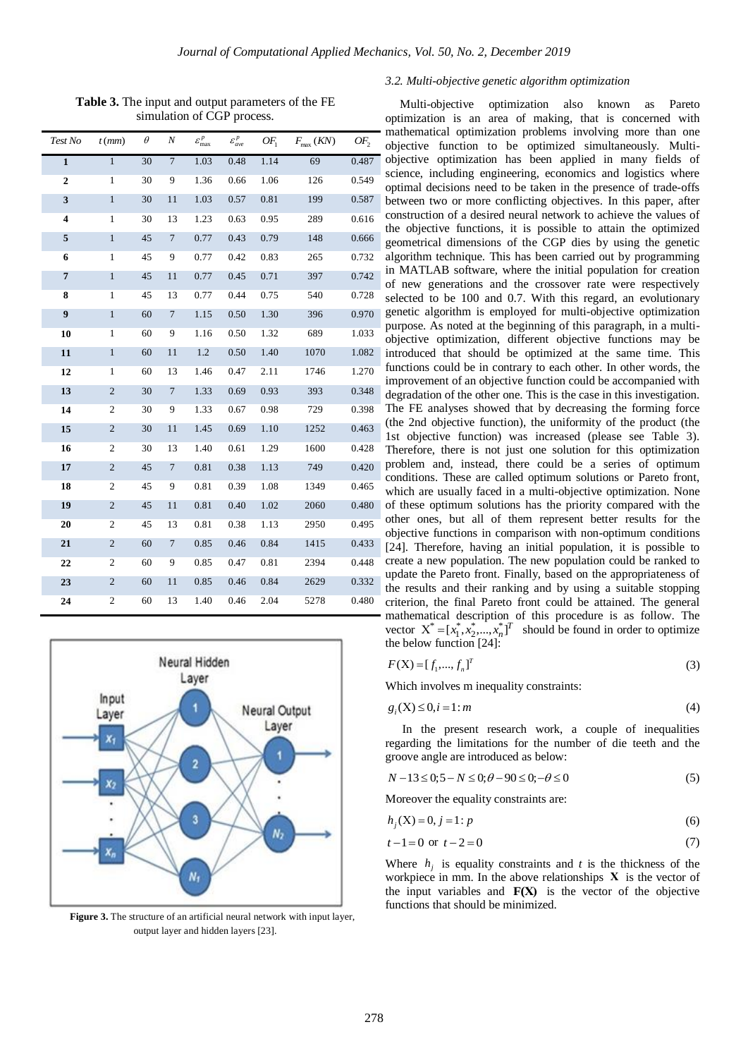**Table 3.** The input and output parameters of the FE simulation of CGP process.

| Test No | $t\,(mm)$ | $\theta$ | $N$ | $\varepsilon^p_{max}$ | $\varepsilon^p_{ave}$ | $OF_1$ | $F_{max}\,(KN)$ | $OF_2$ |
|---|---|---|---|---|---|---|---|---|
| 1 | 1 | 30 | 7 | 1.03 | 0.48 | 1.14 | 69 | 0.487 |
| 2 | 1 | 30 | 9 | 1.36 | 0.66 | 1.06 | 126 | 0.549 |
| 3 | 1 | 30 | 11 | 1.03 | 0.57 | 0.81 | 199 | 0.587 |
| 4 | 1 | 30 | 13 | 1.23 | 0.63 | 0.95 | 289 | 0.616 |
| 5 | 1 | 45 | 7 | 0.77 | 0.43 | 0.79 | 148 | 0.666 |
| 6 | 1 | 45 | 9 | 0.77 | 0.42 | 0.83 | 265 | 0.732 |
| 7 | 1 | 45 | 11 | 0.77 | 0.45 | 0.71 | 397 | 0.742 |
| 8 | 1 | 45 | 13 | 0.77 | 0.44 | 0.75 | 540 | 0.728 |
| 9 | 1 | 60 | 7 | 1.15 | 0.50 | 1.30 | 396 | 0.970 |
| 10 | 1 | 60 | 9 | 1.16 | 0.50 | 1.32 | 689 | 1.033 |
| 11 | 1 | 60 | 11 | 1.2 | 0.50 | 1.40 | 1070 | 1.082 |
| 12 | 1 | 60 | 13 | 1.46 | 0.47 | 2.11 | 1746 | 1.270 |
| 13 | 2 | 30 | 7 | 1.33 | 0.69 | 0.93 | 393 | 0.348 |
| 14 | 2 | 30 | 9 | 1.33 | 0.67 | 0.98 | 729 | 0.398 |
| 15 | 2 | 30 | 11 | 1.45 | 0.69 | 1.10 | 1252 | 0.463 |
| 16 | 2 | 30 | 13 | 1.40 | 0.61 | 1.29 | 1600 | 0.428 |
| 17 | 2 | 45 | 7 | 0.81 | 0.38 | 1.13 | 749 | 0.420 |
| 18 | 2 | 45 | 9 | 0.81 | 0.39 | 1.08 | 1349 | 0.465 |
| 19 | 2 | 45 | 11 | 0.81 | 0.40 | 1.02 | 2060 | 0.480 |
| 20 | 2 | 45 | 13 | 0.81 | 0.38 | 1.13 | 2950 | 0.495 |
| 21 | 2 | 60 | 7 | 0.85 | 0.46 | 0.84 | 1415 | 0.433 |
| 22 | 2 | 60 | 9 | 0.85 | 0.47 | 0.81 | 2394 | 0.448 |
| 23 | 2 | 60 | 11 | 0.85 | 0.46 | 0.84 | 2629 | 0.332 |
| 24 | 2 | 60 | 13 | 1.40 | 0.46 | 2.04 | 5278 | 0.480 |

**Figure 3.** The structure of an artificial neural network with input layer, output layer and hidden layers [23].

### 3.2. Multi-objective genetic algorithm optimization

Multi-objective optimization also known as Pareto optimization is an area of making, that is concerned with mathematical optimization problems involving more than one objective function to be optimized simultaneously. Multi-objective optimization has been applied in many fields of science, including engineering, economics and logistics where optimal decisions need to be taken in the presence of trade-offs between two or more conflicting objectives. In this paper, after construction of a desired neural network to achieve the values of the objective functions, it is possible to attain the optimized geometrical dimensions of the CGP dies by using the genetic algorithm technique. This has been carried out by programming in MATLAB software, where the initial population for creation of new generations and the crossover rate were respectively selected to be 100 and 0.7. With this regard, an evolutionary genetic algorithm is employed for multi-objective optimization purpose. As noted at the beginning of this paragraph, in a multi-objective optimization, different objective functions may be introduced that should be optimized at the same time. This functions could be in contrary to each other. In other words, the improvement of an objective function could be accompanied with degradation of the other one. This is the case in this investigation. The FE analyses showed that by decreasing the forming force (the 2nd objective function), the uniformity of the product (the 1st objective function) was increased (please see Table 3). Therefore, there is not just one solution for this optimization problem and, instead, there could be a series of optimum conditions. These are called optimum solutions or Pareto front, which are usually faced in a multi-objective optimization. None of these optimum solutions has the priority compared with the other ones, but all of them represent better results for the objective functions in comparison with non-optimum conditions [24]. Therefore, having an initial population, it is possible to create a new population. The new population could be ranked to update the Pareto front. Finally, based on the appropriateness of the results and their ranking and by using a suitable stopping criterion, the final Pareto front could be attained. The general mathematical description of this procedure is as follow. The vector $X^* = [x_1^*, x_2^*, ..., x_n^*]^T$ should be found in order to optimize the below function [24]:

$$F(X) = [f_1, ..., f_n]^T \tag{3}$$

Which involves m inequality constraints:

$$g_i(X) \le 0, i = 1:m \tag{4}$$

In the present research work, a couple of inequalities regarding the limitations for the number of die teeth and the groove angle are introduced as below:

$$N - 13 \le 0; 5 - N \le 0; \theta - 90 \le 0; -\theta \le 0 \tag{5}$$

Moreover the equality constraints are:

$$h_j(X) = 0, j = 1:p \tag{6}$$

$$t - 1 = 0 \text{ or } t - 2 = 0 \tag{7}$$

Where $h_j$ is equality constraints and $t$ is the thickness of the workpiece in mm. In the above relationships $\mathbf{X}$ is the vector of the input variables and $\mathbf{F(X)}$ is the vector of the objective functions that should be minimized.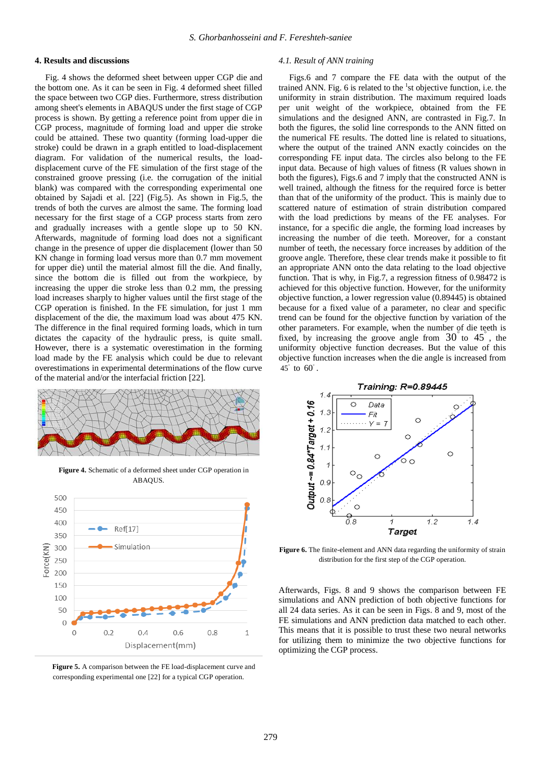## 4. Results and discussions

Fig. 4 shows the deformed sheet between upper CGP die and the bottom one. As it can be seen in Fig. 4 deformed sheet filled the space between two CGP dies. Furthermore, stress distribution among sheet's elements in ABAQUS under the first stage of CGP process is shown. By getting a reference point from upper die in CGP process, magnitude of forming load and upper die stroke could be attained. These two quantity (forming load-upper die stroke) could be drawn in a graph entitled to load-displacement diagram. For validation of the numerical results, the load-displacement curve of the FE simulation of the first stage of the constrained groove pressing (i.e. the corrugation of the initial blank) was compared with the corresponding experimental one obtained by Sajadi et al. [22] (Fig.5). As shown in Fig.5, the trends of both the curves are almost the same. The forming load necessary for the first stage of a CGP process starts from zero and gradually increases with a gentle slope up to 50 KN. Afterwards, magnitude of forming load does not a significant change in the presence of upper die displacement (lower than 50 KN change in forming load versus more than 0.7 mm movement for upper die) until the material almost fill the die. And finally, since the bottom die is filled out from the workpiece, by increasing the upper die stroke less than 0.2 mm, the pressing load increases sharply to higher values until the first stage of the CGP operation is finished. In the FE simulation, for just 1 mm displacement of the die, the maximum load was about 475 KN. The difference in the final required forming loads, which in turn dictates the capacity of the hydraulic press, is quite small. However, there is a systematic overestimation in the forming load made by the FE analysis which could be due to relevant overestimations in experimental determinations of the flow curve of the material and/or the interfacial friction [22].

**Figure 4.** Schematic of a deformed sheet under CGP operation in ABAQUS.

**Figure 5.** A comparison between the FE load-displacement curve and corresponding experimental one [22] for a typical CGP operation.

### 4.1. Result of ANN training

Figs.6 and 7 compare the FE data with the output of the trained ANN. Fig. 6 is related to the 1st objective function, i.e. the uniformity in strain distribution. The maximum required loads per unit weight of the workpiece, obtained from the FE simulations and the designed ANN, are contrasted in Fig.7. In both the figures, the solid line corresponds to the ANN fitted on the numerical FE results. The dotted line is related to situations, where the output of the trained ANN exactly coincides on the corresponding FE input data. The circles also belong to the FE input data. Because of high values of fitness (R values shown in both the figures), Figs.6 and 7 imply that the constructed ANN is well trained, although the fitness for the required force is better than that of the uniformity of the product. This is mainly due to scattered nature of estimation of strain distribution compared with the load predictions by means of the FE analyses. For instance, for a specific die angle, the forming load increases by increasing the number of die teeth. Moreover, for a constant number of teeth, the necessary force increases by addition of the groove angle. Therefore, these clear trends make it possible to fit an appropriate ANN onto the data relating to the load objective function. That is why, in Fig.7, a regression fitness of 0.98472 is achieved for this objective function. However, for the uniformity objective function, a lower regression value (0.89445) is obtained because for a fixed value of a parameter, no clear and specific trend can be found for the objective function by variation of the other parameters. For example, when the number of die teeth is fixed, by increasing the groove angle from $30^{\circ}$ to $45^{\circ}$, the uniformity objective function decreases. But the value of this objective function increases when the die angle is increased from $45^{\circ}$ to $60^{\circ}$.

**Figure 6.** The finite-element and ANN data regarding the uniformity of strain distribution for the first step of the CGP operation.

Afterwards, Figs. 8 and 9 shows the comparison between FE simulations and ANN prediction of both objective functions for all 24 data series. As it can be seen in Figs. 8 and 9, most of the FE simulations and ANN prediction data matched to each other. This means that it is possible to trust these two neural networks for utilizing them to minimize the two objective functions for optimizing the CGP process.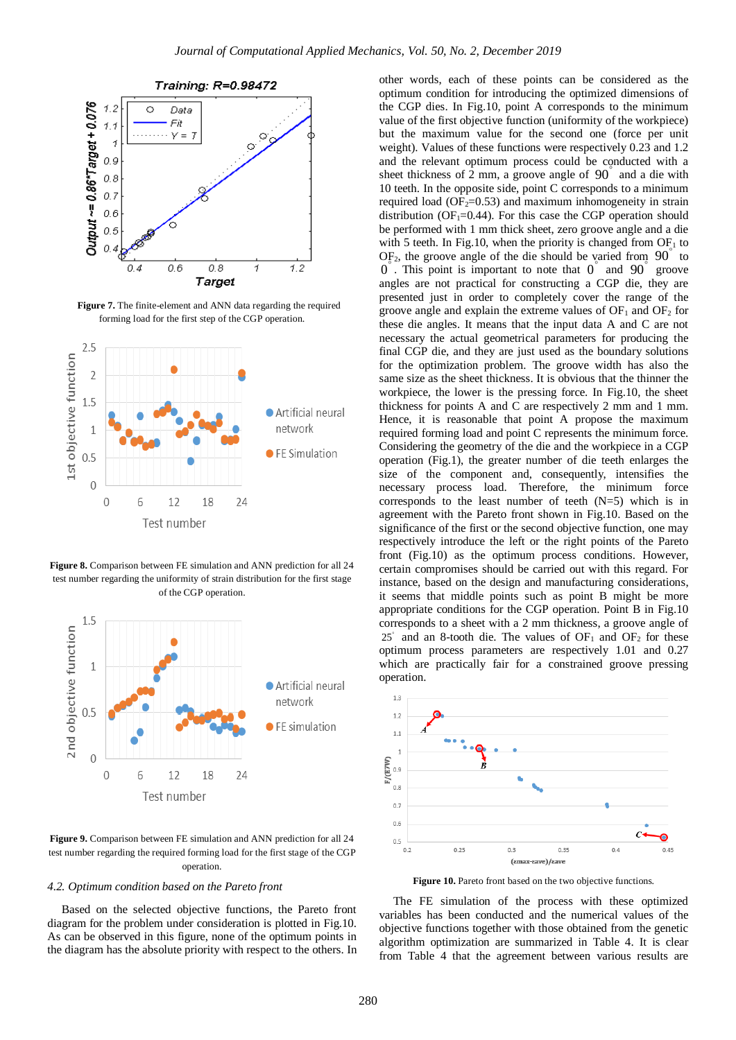**Figure 7.** The finite-element and ANN data regarding the required forming load for the first step of the CGP operation.

**Figure 8.** Comparison between FE simulation and ANN prediction for all 24 test number regarding the uniformity of strain distribution for the first stage of the CGP operation.

**Figure 9.** Comparison between FE simulation and ANN prediction for all 24 test number regarding the required forming load for the first stage of the CGP operation.

### 4.2. Optimum condition based on the Pareto front

Based on the selected objective functions, the Pareto front diagram for the problem under consideration is plotted in Fig.10. As can be observed in this figure, none of the optimum points in the diagram has the absolute priority with respect to the others. In other words, each of these points can be considered as the optimum condition for introducing the optimized dimensions of the CGP dies. In Fig.10, point A corresponds to the minimum value of the first objective function (uniformity of the workpiece) but the maximum value for the second one (force per unit weight). Values of these functions were respectively 0.23 and 1.2 and the corresponding optimum process could be conducted with a sheet thickness of 2 mm, a groove angle of $90^{\circ}$ and a die with 10 teeth. In the opposite side, point C corresponds to a minimum required load ($OF_2$=0.53) and maximum inhomogeneity in strain distribution ($OF_1$=0.44). For this case the CGP operation should be performed with 1 mm thick sheet, zero groove angle and a die with 5 teeth. In Fig.10, when the priority is changed from $OF_1$ to $OF_2$, the groove angle of the die should be varied from $90^{\circ}$ to $0^{\circ}$. This point is important to note that $0^{\circ}$ and $90^{\circ}$ groove angles are not practical for constructing a CGP die, they are presented just in order to completely cover the range of the groove angle and explain the extreme values of $OF_1$ and $OF_2$ for these die angles. It means that the input data A and C are not necessary the actual geometrical parameters for producing the final CGP die, and they are just used as the boundary solutions for the optimization problem. The groove width has also the same size as the sheet thickness. It is obvious that the thinner the workpiece, the lower is the pressing force. In Fig.10, the sheet thickness for points A and C are respectively 2 mm and 1 mm. Hence, it is reasonable that point A propose the maximum required forming load and point C represents the minimum force. Considering the geometry of the die and the workpiece in a CGP operation (Fig.1), the greater number of die teeth enlarges the size of the component and, consequently, intensifies the necessary process load. Therefore, the minimum force corresponds to the least number of teeth (N=5) which is in agreement with the Pareto front shown in Fig.10. Based on the significance of the first or the second objective function, one may respectively introduce the left or the right points of the Pareto front (Fig.10) as the optimum process conditions. However, certain compromises should be carried out with this regard. For instance, based on the design and manufacturing considerations, it seems that middle points such as point B might be more appropriate conditions for the CGP operation. Point B in Fig.10 corresponds to a sheet with a 2 mm thickness, a groove angle of $25^{\circ}$ and an 8-tooth die. The values of $OF_1$ and $OF_2$ for these optimum process parameters are respectively 1.01 and 0.27 which are practically fair for a constrained groove pressing operation.

**Figure 10.** Pareto front based on the two objective functions.

The FE simulation of the process with these optimized variables has been conducted and the numerical values of the objective functions together with those obtained from the genetic algorithm optimization are summarized in Table 4. It is clear from Table 4 that the agreement between various results are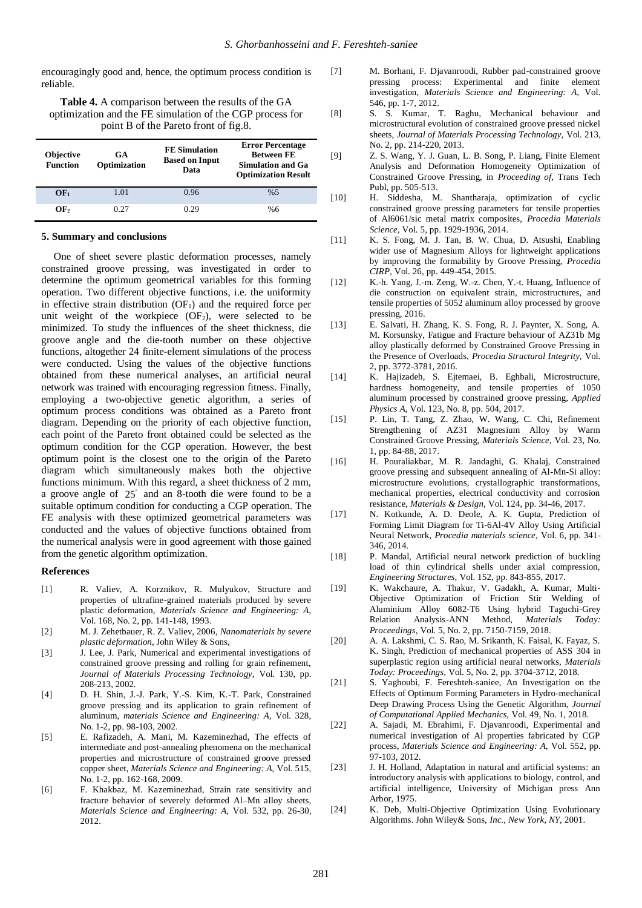encouragingly good and, hence, the optimum process condition is reliable.

**Table 4.** A comparison between the results of the GA optimization and the FE simulation of the CGP process for point B of the Pareto front of fig.8.

| Objective Function | GA Optimization | FE Simulation Based on Input Data | Error Percentage Between FE Simulation and Ga Optimization Result |
|---|---|---|---|
| $OF_1$ | 1.01 | 0.96 | %5 |
| $OF_2$ | 0.27 | 0.29 | %6 |

## 5. Summary and conclusions

One of sheet severe plastic deformation processes, namely constrained groove pressing, was investigated in order to determine the optimum geometrical variables for this forming operation. Two different objective functions, i.e. the uniformity in effective strain distribution ($OF_1$) and the required force per unit weight of the workpiece ($OF_2$), were selected to be minimized. To study the influences of the sheet thickness, die groove angle and the die-tooth number on these objective functions, altogether 24 finite-element simulations of the process were conducted. Using the values of the objective functions obtained from these numerical analyses, an artificial neural network was trained with encouraging regression fitness. Finally, employing a two-objective genetic algorithm, a series of optimum process conditions was obtained as a Pareto front diagram. Depending on the priority of each objective function, each point of the Pareto front obtained could be selected as the optimum condition for the CGP operation. However, the best optimum point is the closest one to the origin of the Pareto diagram which simultaneously makes both the objective functions minimum. With this regard, a sheet thickness of 2 mm, a groove angle of $25^{\circ}$ and an 8-tooth die were found to be a suitable optimum condition for conducting a CGP operation. The FE analysis with these optimized geometrical parameters was conducted and the values of objective functions obtained from the numerical analysis were in good agreement with those gained from the genetic algorithm optimization.

## References

[1] R. Valiev, A. Korznikov, R. Mulyukov, Structure and properties of ultrafine-grained materials produced by severe plastic deformation, *Materials Science and Engineering: A*, Vol. 168, No. 2, pp. 141-148, 1993.

[2] M. J. Zehetbauer, R. Z. Valiev, 2006, *Nanomaterials by severe plastic deformation*, John Wiley & Sons,

[3] J. Lee, J. Park, Numerical and experimental investigations of constrained groove pressing and rolling for grain refinement, *Journal of Materials Processing Technology*, Vol. 130, pp. 208-213, 2002.

[4] D. H. Shin, J.-J. Park, Y.-S. Kim, K.-T. Park, Constrained groove pressing and its application to grain refinement of aluminum, *materials Science and Engineering: A*, Vol. 328, No. 1-2, pp. 98-103, 2002.

[5] E. Rafizadeh, A. Mani, M. Kazeminezhad, The effects of intermediate and post-annealing phenomena on the mechanical properties and microstructure of constrained groove pressed copper sheet, *Materials Science and Engineering: A*, Vol. 515, No. 1-2, pp. 162-168, 2009.

[6] F. Khakbaz, M. Kazeminezhad, Strain rate sensitivity and fracture behavior of severely deformed Al–Mn alloy sheets, *Materials Science and Engineering: A*, Vol. 532, pp. 26-30, 2012.

[7] M. Borhani, F. Djavanroodi, Rubber pad-constrained groove pressing process: Experimental and finite element investigation, *Materials Science and Engineering: A*, Vol. 546, pp. 1-7, 2012.

[8] S. S. Kumar, T. Raghu, Mechanical behaviour and microstructural evolution of constrained groove pressed nickel sheets, *Journal of Materials Processing Technology*, Vol. 213, No. 2, pp. 214-220, 2013.

[9] Z. S. Wang, Y. J. Guan, L. B. Song, P. Liang, Finite Element Analysis and Deformation Homogeneity Optimization of Constrained Groove Pressing, in *Proceeding of*, Trans Tech Publ, pp. 505-513.

[10] H. Siddesha, M. Shantharaja, optimization of cyclic constrained groove pressing parameters for tensile properties of Al6061/sic metal matrix composites, *Procedia Materials Science*, Vol. 5, pp. 1929-1936, 2014.

[11] K. S. Fong, M. J. Tan, B. W. Chua, D. Atsushi, Enabling wider use of Magnesium Alloys for lightweight applications by improving the formability by Groove Pressing, *Procedia CIRP*, Vol. 26, pp. 449-454, 2015.

[12] K.-h. Yang, J.-m. Zeng, W.-z. Chen, Y.-t. Huang, Influence of die construction on equivalent strain, microstructures, and tensile properties of 5052 aluminum alloy processed by groove pressing, 2016.

[13] E. Salvati, H. Zhang, K. S. Fong, R. J. Paynter, X. Song, A. M. Korsunsky, Fatigue and Fracture behaviour of AZ31b Mg alloy plastically deformed by Constrained Groove Pressing in the Presence of Overloads, *Procedia Structural Integrity*, Vol. 2, pp. 3772-3781, 2016.

[14] K. Hajizadeh, S. Ejtemaei, B. Eghbali, Microstructure, hardness homogeneity, and tensile properties of 1050 aluminum processed by constrained groove pressing, *Applied Physics A*, Vol. 123, No. 8, pp. 504, 2017.

[15] P. Lin, T. Tang, Z. Zhao, W. Wang, C. Chi, Refinement Strengthening of AZ31 Magnesium Alloy by Warm Constrained Groove Pressing, *Materials Science*, Vol. 23, No. 1, pp. 84-88, 2017.

[16] H. Pouraliakbar, M. R. Jandaghi, G. Khalaj, Constrained groove pressing and subsequent annealing of Al-Mn-Si alloy: microstructure evolutions, crystallographic transformations, mechanical properties, electrical conductivity and corrosion resistance, *Materials & Design*, Vol. 124, pp. 34-46, 2017.

[17] N. Kotkunde, A. D. Deole, A. K. Gupta, Prediction of Forming Limit Diagram for Ti-6Al-4V Alloy Using Artificial Neural Network, *Procedia materials science*, Vol. 6, pp. 341-346, 2014.

[18] P. Mandal, Artificial neural network prediction of buckling load of thin cylindrical shells under axial compression, *Engineering Structures*, Vol. 152, pp. 843-855, 2017.

[19] K. Wakchaure, A. Thakur, V. Gadakh, A. Kumar, Multi-Objective Optimization of Friction Stir Welding of Aluminium Alloy 6082-T6 Using hybrid Taguchi-Grey Relation Analysis-ANN Method, *Materials Today: Proceedings*, Vol. 5, No. 2, pp. 7150-7159, 2018.

[20] A. A. Lakshmi, C. S. Rao, M. Srikanth, K. Faisal, K. Fayaz, S. K. Singh, Prediction of mechanical properties of ASS 304 in superplastic region using artificial neural networks, *Materials Today: Proceedings*, Vol. 5, No. 2, pp. 3704-3712, 2018.

[21] S. Yaghoubi, F. Fereshteh-saniee, An Investigation on the Effects of Optimum Forming Parameters in Hydro-mechanical Deep Drawing Process Using the Genetic Algorithm, *Journal of Computational Applied Mechanics*, Vol. 49, No. 1, 2018.

[22] A. Sajadi, M. Ebrahimi, F. Djavanroodi, Experimental and numerical investigation of Al properties fabricated by CGP process, *Materials Science and Engineering: A*, Vol. 552, pp. 97-103, 2012.

[23] J. H. Holland, Adaptation in natural and artificial systems: an introductory analysis with applications to biology, control, and artificial intelligence, University of Michigan press Ann Arbor, 1975.

[24] K. Deb, Multi-Objective Optimization Using Evolutionary Algorithms. John Wiley& Sons, *Inc., New York, NY*, 2001.